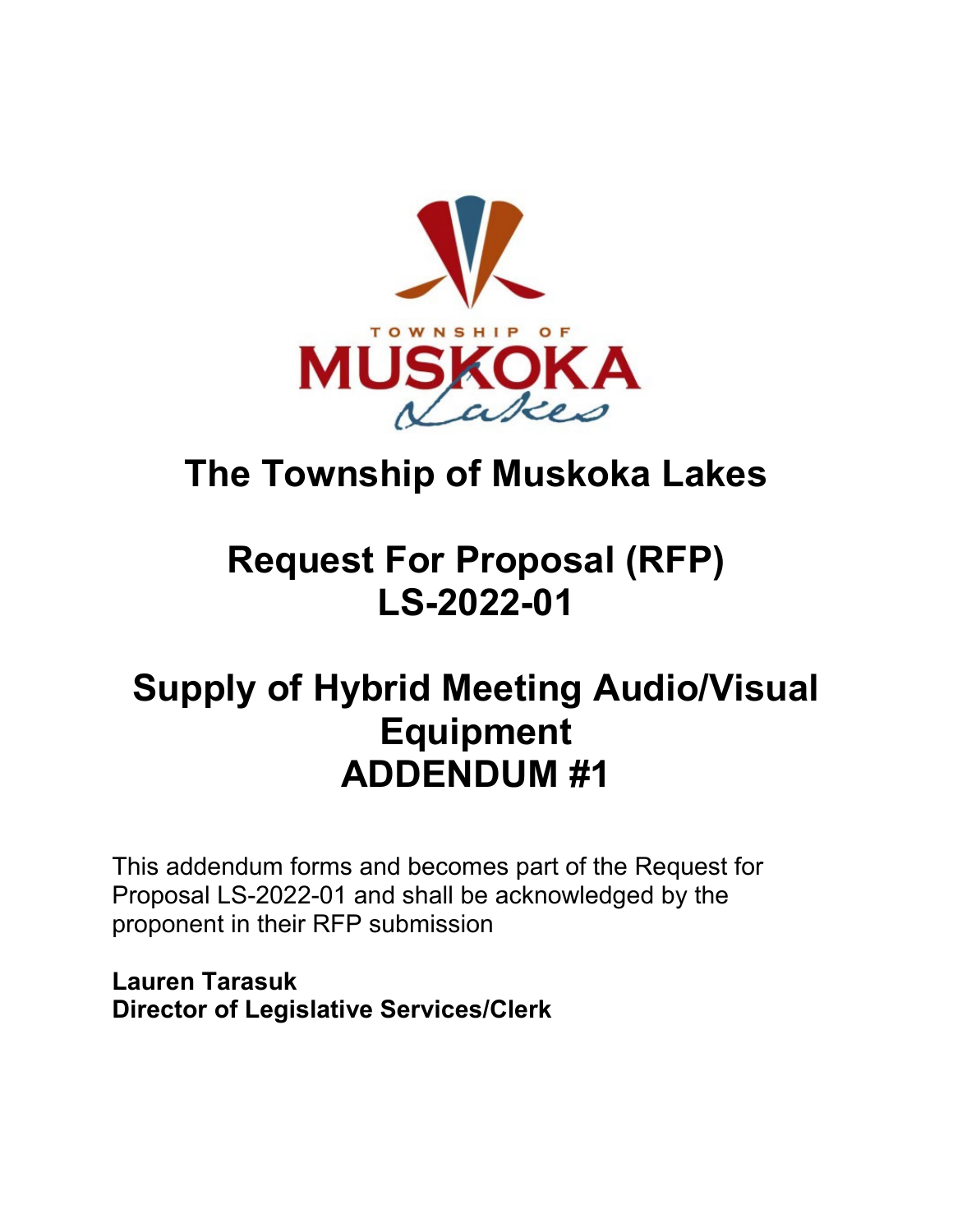# The Township of Muskoka Lakes

# Request For Proposal (RFP) LS-2022-01

# Supply of Hybrid Meeting Audio/Visual Equipment ADDENDUM #1

This addendum forms and becomes part of the Request for Proposal LS-2022-01 and shall be acknowledged by the proponent in their RFP submission

**Lauren Tarasuk**
**Director of Legislative Services/Clerk**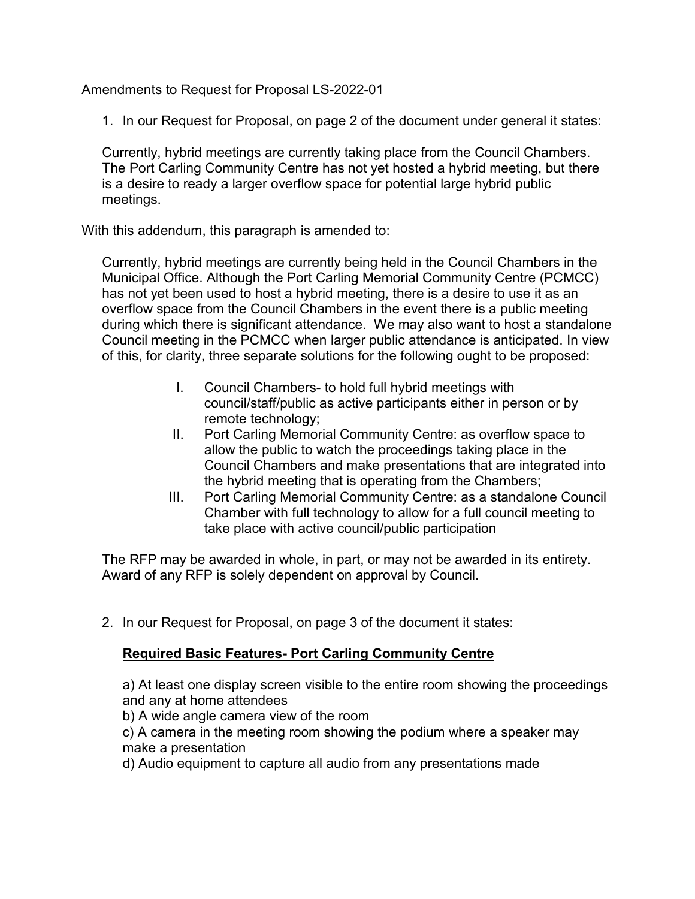Amendments to Request for Proposal LS-2022-01

1. In our Request for Proposal, on page 2 of the document under general it states:

   Currently, hybrid meetings are currently taking place from the Council Chambers. The Port Carling Community Centre has not yet hosted a hybrid meeting, but there is a desire to ready a larger overflow space for potential large hybrid public meetings.

With this addendum, this paragraph is amended to:

   Currently, hybrid meetings are currently being held in the Council Chambers in the Municipal Office. Although the Port Carling Memorial Community Centre (PCMCC) has not yet been used to host a hybrid meeting, there is a desire to use it as an overflow space from the Council Chambers in the event there is a public meeting during which there is significant attendance. We may also want to host a standalone Council meeting in the PCMCC when larger public attendance is anticipated. In view of this, for clarity, three separate solutions for the following ought to be proposed:

   I. Council Chambers- to hold full hybrid meetings with council/staff/public as active participants either in person or by remote technology;
   II. Port Carling Memorial Community Centre: as overflow space to allow the public to watch the proceedings taking place in the Council Chambers and make presentations that are integrated into the hybrid meeting that is operating from the Chambers;
   III. Port Carling Memorial Community Centre: as a standalone Council Chamber with full technology to allow for a full council meeting to take place with active council/public participation

   The RFP may be awarded in whole, in part, or may not be awarded in its entirety. Award of any RFP is solely dependent on approval by Council.

2. In our Request for Proposal, on page 3 of the document it states:

   **Required Basic Features- Port Carling Community Centre**

   a) At least one display screen visible to the entire room showing the proceedings and any at home attendees
   b) A wide angle camera view of the room
   c) A camera in the meeting room showing the podium where a speaker may make a presentation
   d) Audio equipment to capture all audio from any presentations made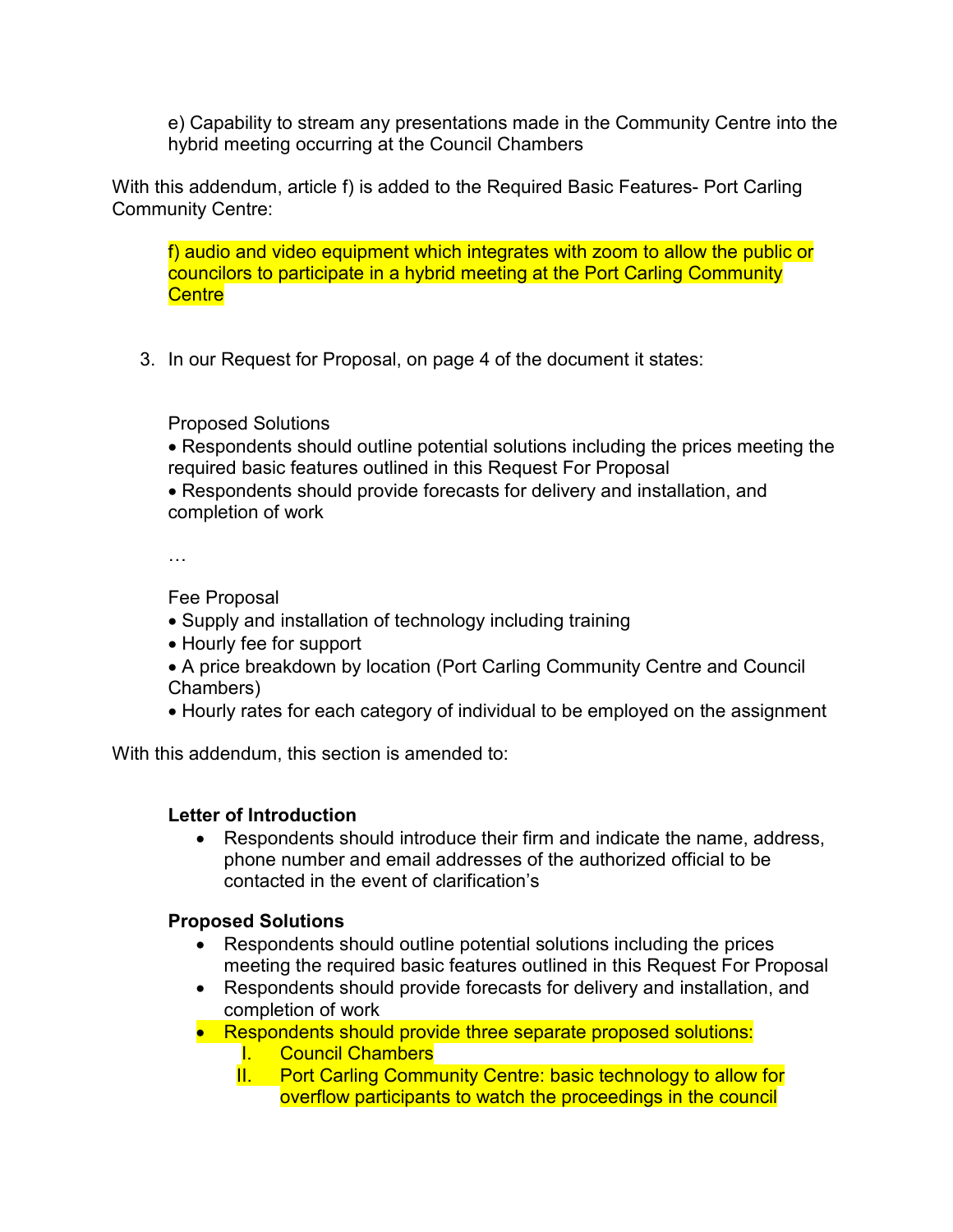e) Capability to stream any presentations made in the Community Centre into the hybrid meeting occurring at the Council Chambers

With this addendum, article f) is added to the Required Basic Features- Port Carling Community Centre:

f) audio and video equipment which integrates with zoom to allow the public or councilors to participate in a hybrid meeting at the Port Carling Community Centre

3. In our Request for Proposal, on page 4 of the document it states:

Proposed Solutions
• Respondents should outline potential solutions including the prices meeting the required basic features outlined in this Request For Proposal
• Respondents should provide forecasts for delivery and installation, and completion of work

…

Fee Proposal
• Supply and installation of technology including training
• Hourly fee for support
• A price breakdown by location (Port Carling Community Centre and Council Chambers)
• Hourly rates for each category of individual to be employed on the assignment

With this addendum, this section is amended to:

**Letter of Introduction**

- Respondents should introduce their firm and indicate the name, address, phone number and email addresses of the authorized official to be contacted in the event of clarification's

**Proposed Solutions**

- Respondents should outline potential solutions including the prices meeting the required basic features outlined in this Request For Proposal
- Respondents should provide forecasts for delivery and installation, and completion of work
- Respondents should provide three separate proposed solutions:
  I. Council Chambers
  II. Port Carling Community Centre: basic technology to allow for overflow participants to watch the proceedings in the council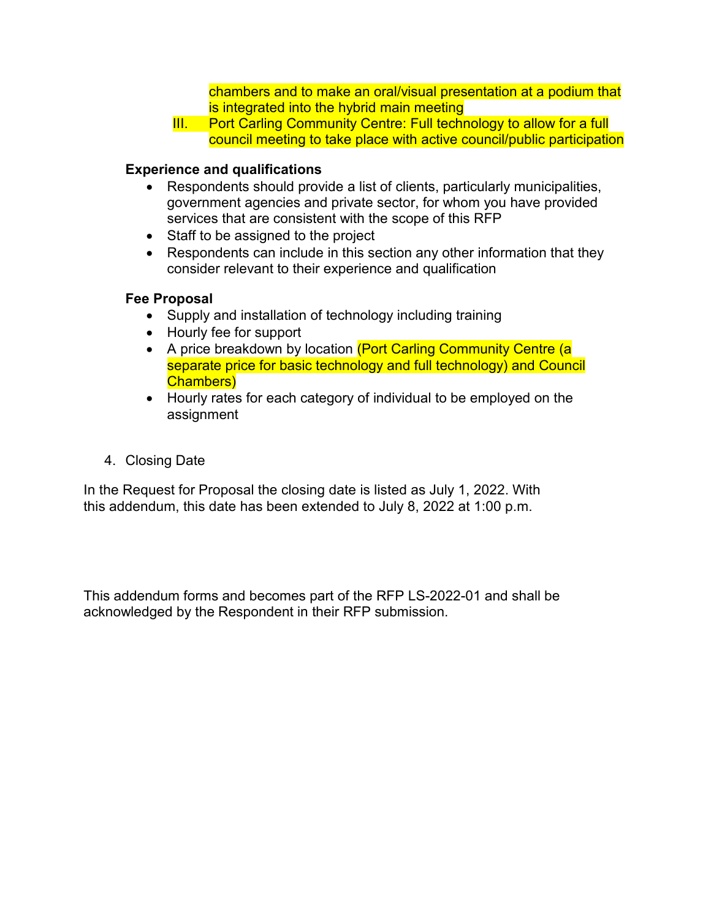chambers and to make an oral/visual presentation at a podium that is integrated into the hybrid main meeting

III. Port Carling Community Centre: Full technology to allow for a full council meeting to take place with active council/public participation

**Experience and qualifications**

- Respondents should provide a list of clients, particularly municipalities, government agencies and private sector, for whom you have provided services that are consistent with the scope of this RFP
- Staff to be assigned to the project
- Respondents can include in this section any other information that they consider relevant to their experience and qualification

**Fee Proposal**

- Supply and installation of technology including training
- Hourly fee for support
- A price breakdown by location (Port Carling Community Centre (a separate price for basic technology and full technology) and Council Chambers)
- Hourly rates for each category of individual to be employed on the assignment

4. Closing Date

In the Request for Proposal the closing date is listed as July 1, 2022. With this addendum, this date has been extended to July 8, 2022 at 1:00 p.m.

This addendum forms and becomes part of the RFP LS-2022-01 and shall be acknowledged by the Respondent in their RFP submission.